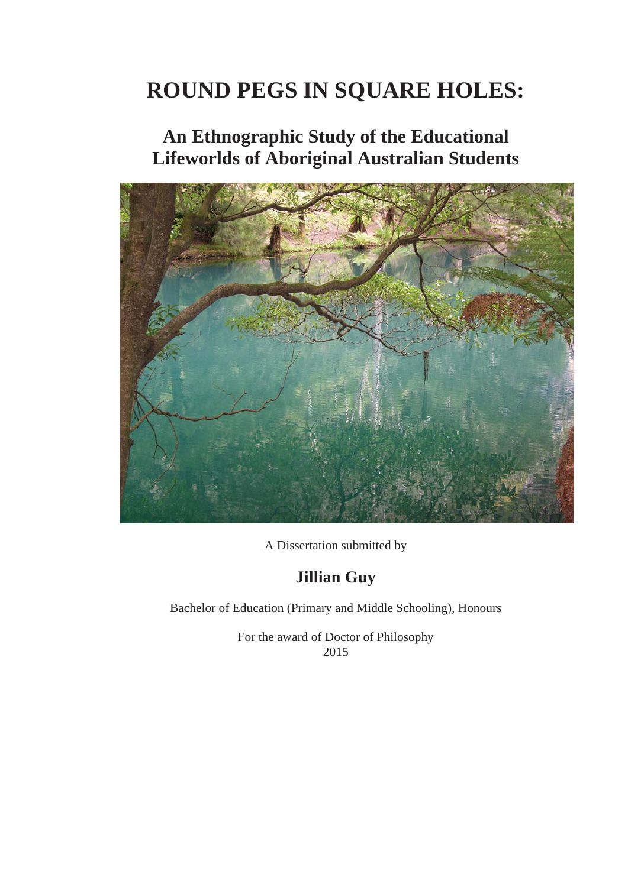# ROUND PEGS IN SQUARE HOLES:

## An Ethnographic Study of the Educational Lifeworlds of Aboriginal Australian Students

A Dissertation submitted by

**Jillian Guy**

Bachelor of Education (Primary and Middle Schooling), Honours

For the award of Doctor of Philosophy
2015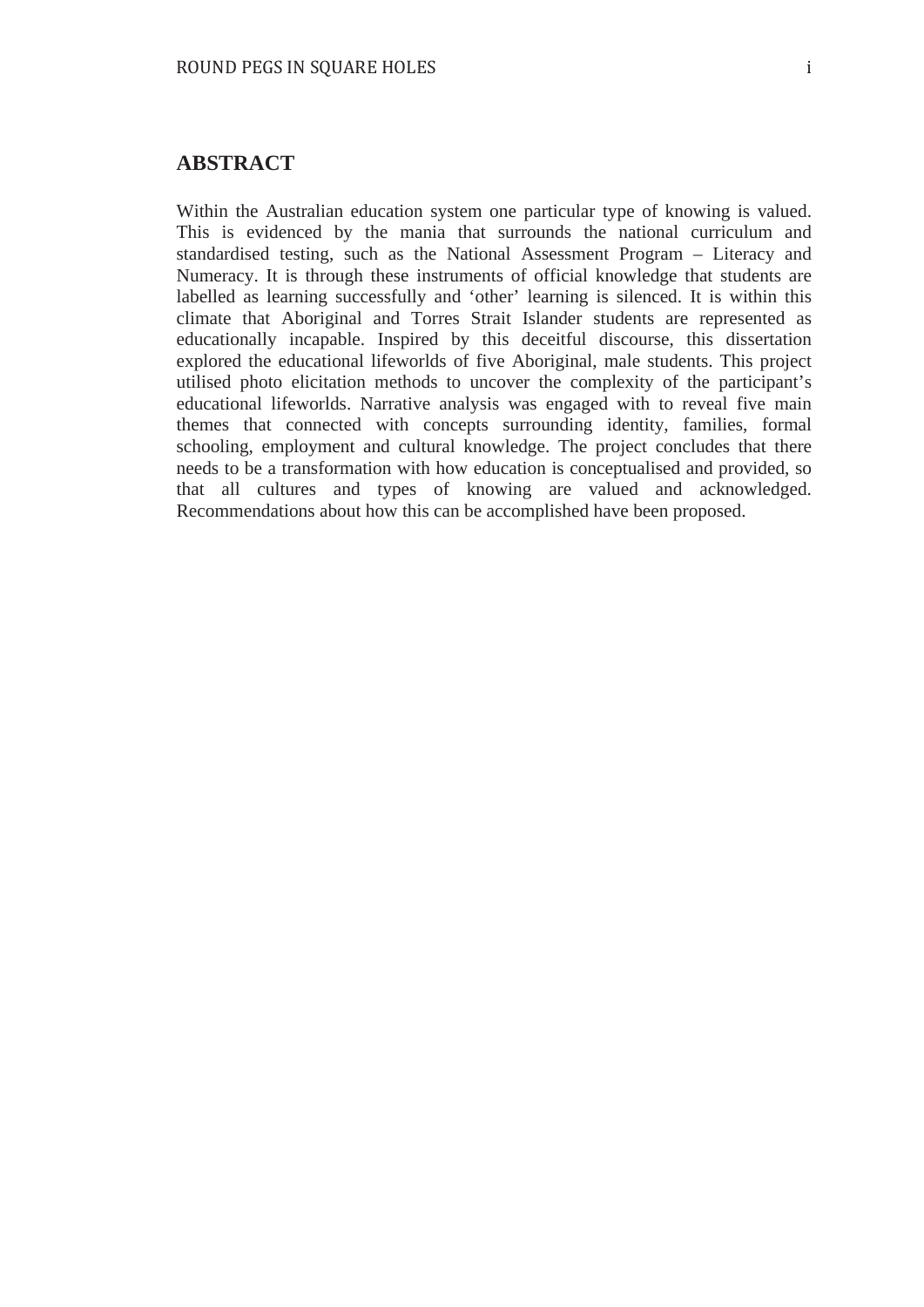## ABSTRACT

Within the Australian education system one particular type of knowing is valued. This is evidenced by the mania that surrounds the national curriculum and standardised testing, such as the National Assessment Program – Literacy and Numeracy. It is through these instruments of official knowledge that students are labelled as learning successfully and 'other' learning is silenced. It is within this climate that Aboriginal and Torres Strait Islander students are represented as educationally incapable. Inspired by this deceitful discourse, this dissertation explored the educational lifeworlds of five Aboriginal, male students. This project utilised photo elicitation methods to uncover the complexity of the participant's educational lifeworlds. Narrative analysis was engaged with to reveal five main themes that connected with concepts surrounding identity, families, formal schooling, employment and cultural knowledge. The project concludes that there needs to be a transformation with how education is conceptualised and provided, so that all cultures and types of knowing are valued and acknowledged. Recommendations about how this can be accomplished have been proposed.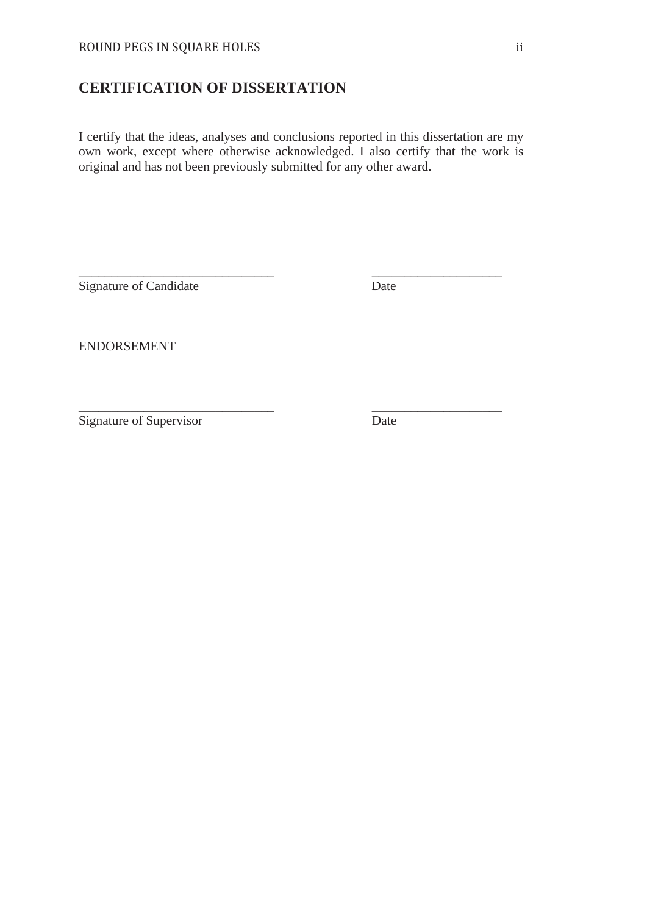## CERTIFICATION OF DISSERTATION

I certify that the ideas, analyses and conclusions reported in this dissertation are my own work, except where otherwise acknowledged. I also certify that the work is original and has not been previously submitted for any other award.

\_\_\_\_\_\_\_\_\_\_\_\_\_\_\_\_\_\_\_\_\_\_\_\_\_\_\_\_\_\_ \_\_\_\_\_\_\_\_\_\_\_\_\_\_\_\_\_\_\_\_

Signature of Candidate Date

ENDORSEMENT

\_\_\_\_\_\_\_\_\_\_\_\_\_\_\_\_\_\_\_\_\_\_\_\_\_\_\_\_\_\_ \_\_\_\_\_\_\_\_\_\_\_\_\_\_\_\_\_\_\_\_

Signature of Supervisor Date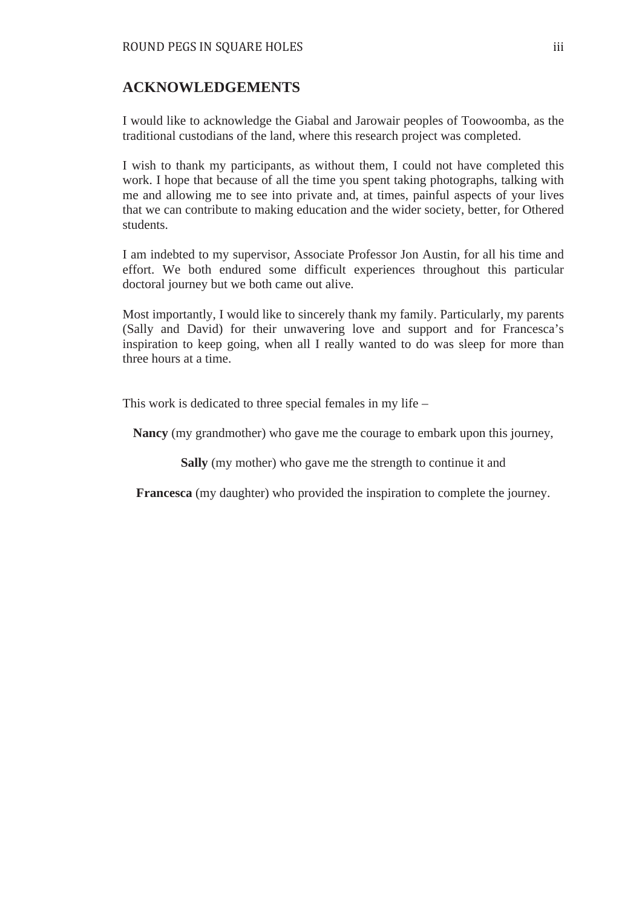## ACKNOWLEDGEMENTS

I would like to acknowledge the Giabal and Jarowair peoples of Toowoomba, as the traditional custodians of the land, where this research project was completed.

I wish to thank my participants, as without them, I could not have completed this work. I hope that because of all the time you spent taking photographs, talking with me and allowing me to see into private and, at times, painful aspects of your lives that we can contribute to making education and the wider society, better, for Othered students.

I am indebted to my supervisor, Associate Professor Jon Austin, for all his time and effort. We both endured some difficult experiences throughout this particular doctoral journey but we both came out alive.

Most importantly, I would like to sincerely thank my family. Particularly, my parents (Sally and David) for their unwavering love and support and for Francesca's inspiration to keep going, when all I really wanted to do was sleep for more than three hours at a time.

This work is dedicated to three special females in my life –

**Nancy** (my grandmother) who gave me the courage to embark upon this journey,

**Sally** (my mother) who gave me the strength to continue it and

**Francesca** (my daughter) who provided the inspiration to complete the journey.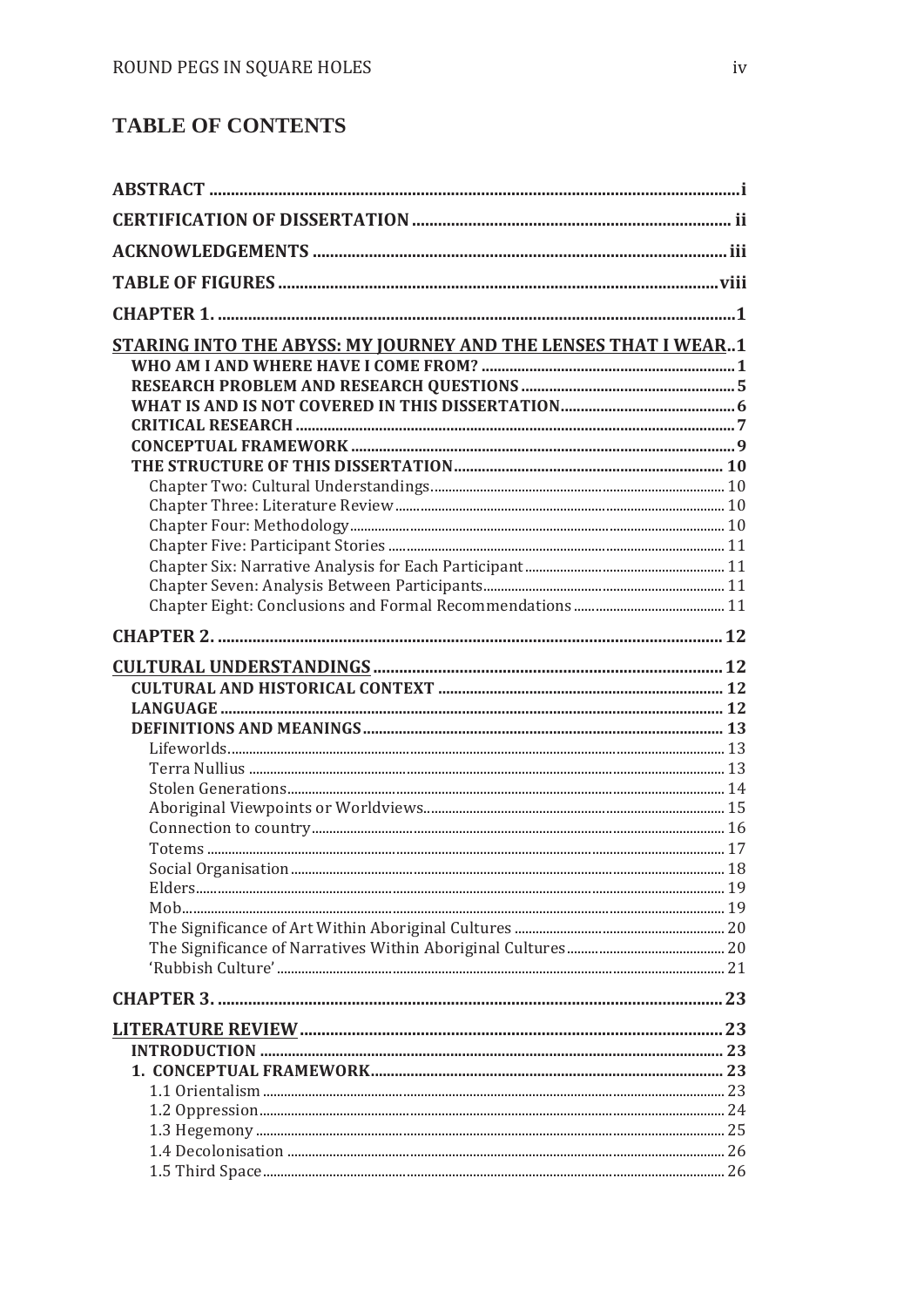# TABLE OF CONTENTS

- **ABSTRACT** .......... i
- **CERTIFICATION OF DISSERTATION** .......... ii
- **ACKNOWLEDGEMENTS** .......... iii
- **TABLE OF FIGURES** .......... viii
- **CHAPTER 1.** .......... 1
- **STARING INTO THE ABYSS: MY JOURNEY AND THE LENSES THAT I WEAR** .......... 1
  - **WHO AM I AND WHERE HAVE I COME FROM?** .......... 1
  - **RESEARCH PROBLEM AND RESEARCH QUESTIONS** .......... 5
  - **WHAT IS AND IS NOT COVERED IN THIS DISSERTATION** .......... 6
  - **CRITICAL RESEARCH** .......... 7
  - **CONCEPTUAL FRAMEWORK** .......... 9
  - **THE STRUCTURE OF THIS DISSERTATION** .......... 10
    - Chapter Two: Cultural Understandings .......... 10
    - Chapter Three: Literature Review .......... 10
    - Chapter Four: Methodology .......... 10
    - Chapter Five: Participant Stories .......... 11
    - Chapter Six: Narrative Analysis for Each Participant .......... 11
    - Chapter Seven: Analysis Between Participants .......... 11
    - Chapter Eight: Conclusions and Formal Recommendations .......... 11
- **CHAPTER 2.** .......... 12
- **CULTURAL UNDERSTANDINGS** .......... 12
  - **CULTURAL AND HISTORICAL CONTEXT** .......... 12
  - **LANGUAGE** .......... 12
  - **DEFINITIONS AND MEANINGS** .......... 13
    - Lifeworlds .......... 13
    - Terra Nullius .......... 13
    - Stolen Generations .......... 14
    - Aboriginal Viewpoints or Worldviews .......... 15
    - Connection to country .......... 16
    - Totems .......... 17
    - Social Organisation .......... 18
    - Elders .......... 19
    - Mob .......... 19
    - The Significance of Art Within Aboriginal Cultures .......... 20
    - The Significance of Narratives Within Aboriginal Cultures .......... 20
    - 'Rubbish Culture' .......... 21
- **CHAPTER 3.** .......... 23
- **LITERATURE REVIEW** .......... 23
  - **INTRODUCTION** .......... 23
  - **1. CONCEPTUAL FRAMEWORK** .......... 23
    - 1.1 Orientalism .......... 23
    - 1.2 Oppression .......... 24
    - 1.3 Hegemony .......... 25
    - 1.4 Decolonisation .......... 26
    - 1.5 Third Space .......... 26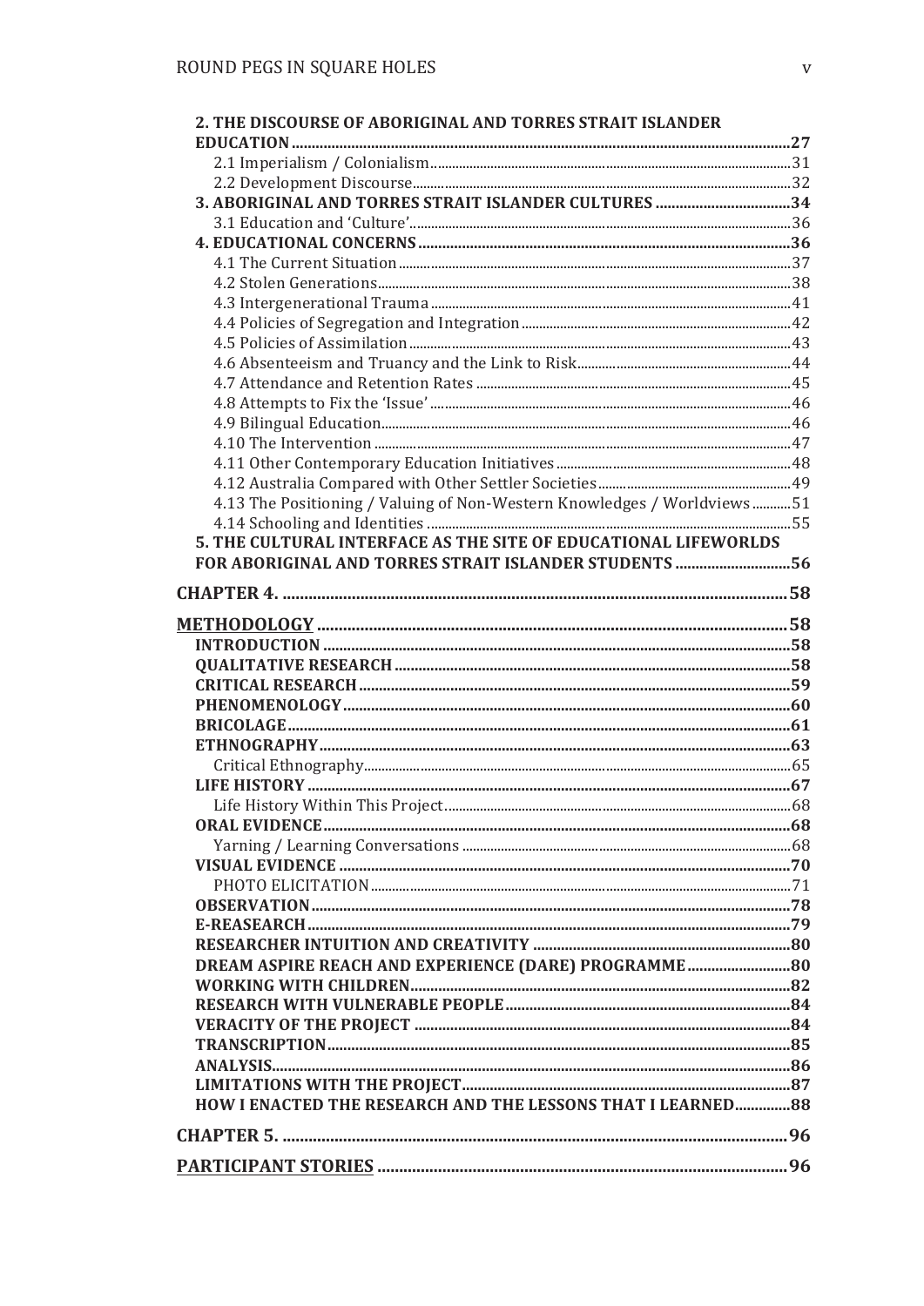**2. THE DISCOURSE OF ABORIGINAL AND TORRES STRAIT ISLANDER EDUCATION** ........ **27**

2.1 Imperialism / Colonialism ........ 31

2.2 Development Discourse ........ 32

**3. ABORIGINAL AND TORRES STRAIT ISLANDER CULTURES** ........ **34**

3.1 Education and 'Culture' ........ 36

**4. EDUCATIONAL CONCERNS** ........ **36**

4.1 The Current Situation ........ 37

4.2 Stolen Generations ........ 38

4.3 Intergenerational Trauma ........ 41

4.4 Policies of Segregation and Integration ........ 42

4.5 Policies of Assimilation ........ 43

4.6 Absenteeism and Truancy and the Link to Risk ........ 44

4.7 Attendance and Retention Rates ........ 45

4.8 Attempts to Fix the 'Issue' ........ 46

4.9 Bilingual Education ........ 46

4.10 The Intervention ........ 47

4.11 Other Contemporary Education Initiatives ........ 48

4.12 Australia Compared with Other Settler Societies ........ 49

4.13 The Positioning / Valuing of Non-Western Knowledges / Worldviews ........ 51

4.14 Schooling and Identities ........ 55

**5. THE CULTURAL INTERFACE AS THE SITE OF EDUCATIONAL LIFEWORLDS FOR ABORIGINAL AND TORRES STRAIT ISLANDER STUDENTS** ........ **56**

**CHAPTER 4.** ........ **58**

**METHODOLOGY** ........ **58**

**INTRODUCTION** ........ **58**

**QUALITATIVE RESEARCH** ........ **58**

**CRITICAL RESEARCH** ........ **59**

**PHENOMENOLOGY** ........ **60**

**BRICOLAGE** ........ **61**

**ETHNOGRAPHY** ........ **63**

Critical Ethnography ........ 65

**LIFE HISTORY** ........ **67**

Life History Within This Project ........ 68

**ORAL EVIDENCE** ........ **68**

Yarning / Learning Conversations ........ 68

**VISUAL EVIDENCE** ........ **70**

PHOTO ELICITATION ........ 71

**OBSERVATION** ........ **78**

**E-REASEARCH** ........ **79**

**RESEARCHER INTUITION AND CREATIVITY** ........ **80**

**DREAM ASPIRE REACH AND EXPERIENCE (DARE) PROGRAMME** ........ **80**

**WORKING WITH CHILDREN** ........ **82**

**RESEARCH WITH VULNERABLE PEOPLE** ........ **84**

**VERACITY OF THE PROJECT** ........ **84**

**TRANSCRIPTION** ........ **85**

**ANALYSIS** ........ **86**

**LIMITATIONS WITH THE PROJECT** ........ **87**

**HOW I ENACTED THE RESEARCH AND THE LESSONS THAT I LEARNED** ........ **88**

**CHAPTER 5.** ........ **96**

**PARTICIPANT STORIES** ........ **96**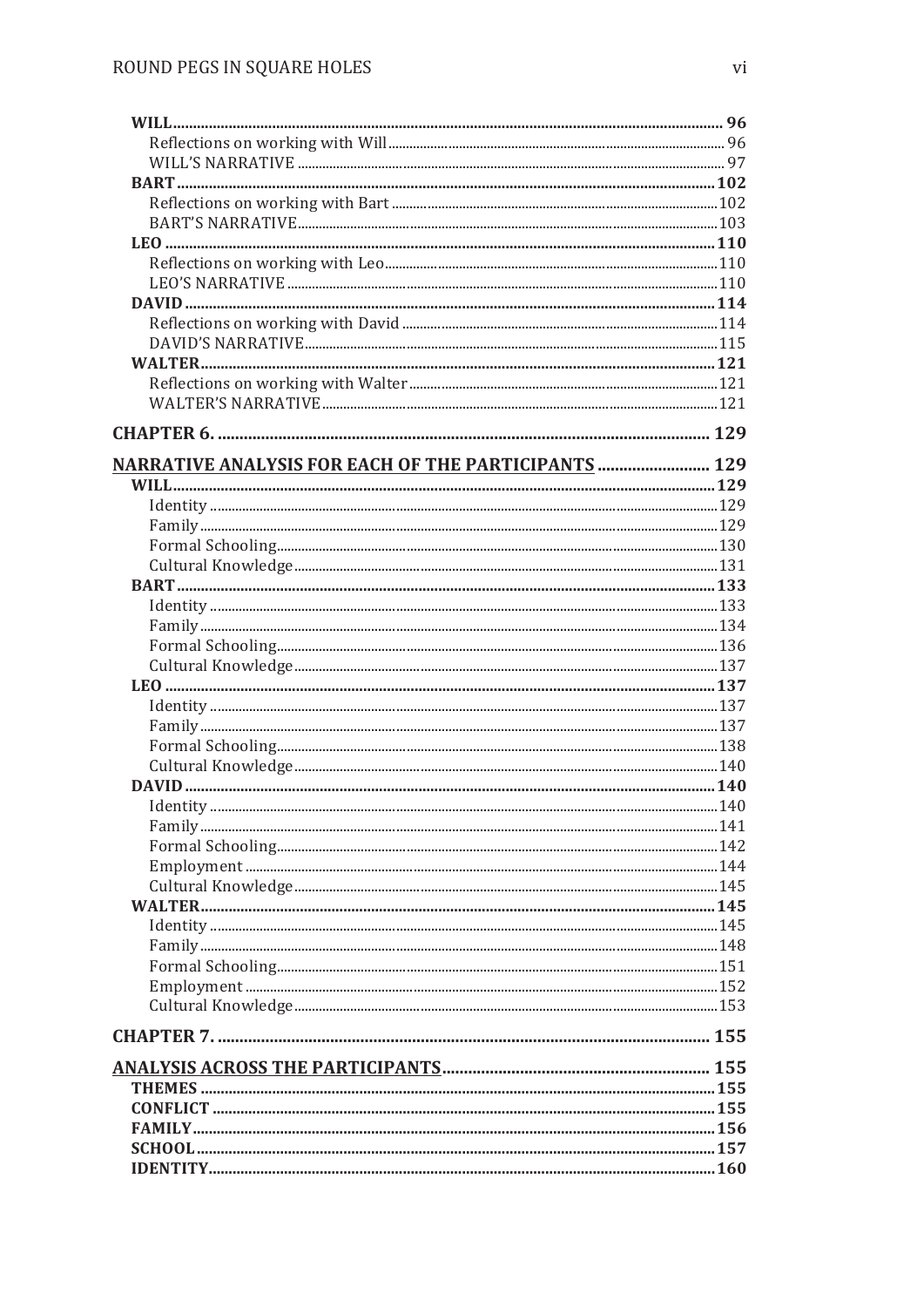**WILL** ........ **96**
- Reflections on working with Will ........ 96
- WILL'S NARRATIVE ........ 97

**BART** ........ **102**
- Reflections on working with Bart ........ 102
- BART'S NARRATIVE ........ 103

**LEO** ........ **110**
- Reflections on working with Leo ........ 110
- LEO'S NARRATIVE ........ 110

**DAVID** ........ **114**
- Reflections on working with David ........ 114
- DAVID'S NARRATIVE ........ 115

**WALTER** ........ **121**
- Reflections on working with Walter ........ 121
- WALTER'S NARRATIVE ........ 121

**CHAPTER 6.** ........ **129**

**NARRATIVE ANALYSIS FOR EACH OF THE PARTICIPANTS** ........ **129**

**WILL** ........ **129**
- Identity ........ 129
- Family ........ 129
- Formal Schooling ........ 130
- Cultural Knowledge ........ 131

**BART** ........ **133**
- Identity ........ 133
- Family ........ 134
- Formal Schooling ........ 136
- Cultural Knowledge ........ 137

**LEO** ........ **137**
- Identity ........ 137
- Family ........ 137
- Formal Schooling ........ 138
- Cultural Knowledge ........ 140

**DAVID** ........ **140**
- Identity ........ 140
- Family ........ 141
- Formal Schooling ........ 142
- Employment ........ 144
- Cultural Knowledge ........ 145

**WALTER** ........ **145**
- Identity ........ 145
- Family ........ 148
- Formal Schooling ........ 151
- Employment ........ 152
- Cultural Knowledge ........ 153

**CHAPTER 7.** ........ **155**

**ANALYSIS ACROSS THE PARTICIPANTS** ........ **155**

**THEMES** ........ **155**

**CONFLICT** ........ **155**

**FAMILY** ........ **156**

**SCHOOL** ........ **157**

**IDENTITY** ........ **160**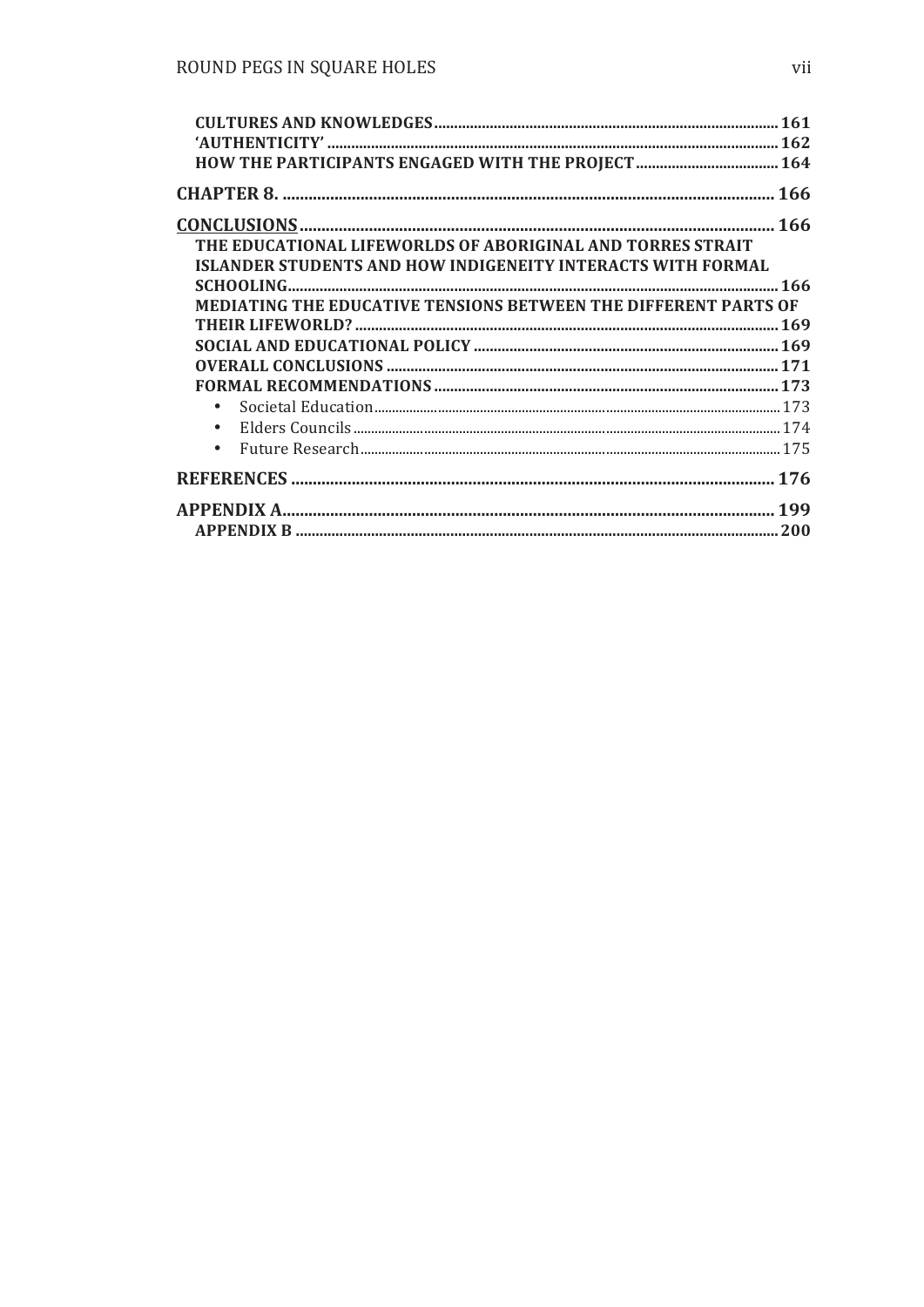**CULTURES AND KNOWLEDGES** ........................................................................................ 161
**'AUTHENTICITY'** ................................................................................................................ 162
**HOW THE PARTICIPANTS ENGAGED WITH THE PROJECT** ..................................... 164

**CHAPTER 8.** ................................................................................................................ 166

**CONCLUSIONS** ............................................................................................................. 166
**THE EDUCATIONAL LIFEWORLDS OF ABORIGINAL AND TORRES STRAIT ISLANDER STUDENTS AND HOW INDIGENEITY INTERACTS WITH FORMAL SCHOOLING** ........................................................................................................... 166
**MEDIATING THE EDUCATIVE TENSIONS BETWEEN THE DIFFERENT PARTS OF THEIR LIFEWORLD?** ........................................................................................... 169
**SOCIAL AND EDUCATIONAL POLICY** ............................................................................. 169
**OVERALL CONCLUSIONS** .................................................................................................. 171
**FORMAL RECOMMENDATIONS** ...................................................................................... 173

- Societal Education ........................................................................................................... 173
- Elders Councils ................................................................................................................ 174
- Future Research ............................................................................................................... 175

**REFERENCES** ................................................................................................................ 176

**APPENDIX A** ................................................................................................................. 199
**APPENDIX B** .................................................................................................................. 200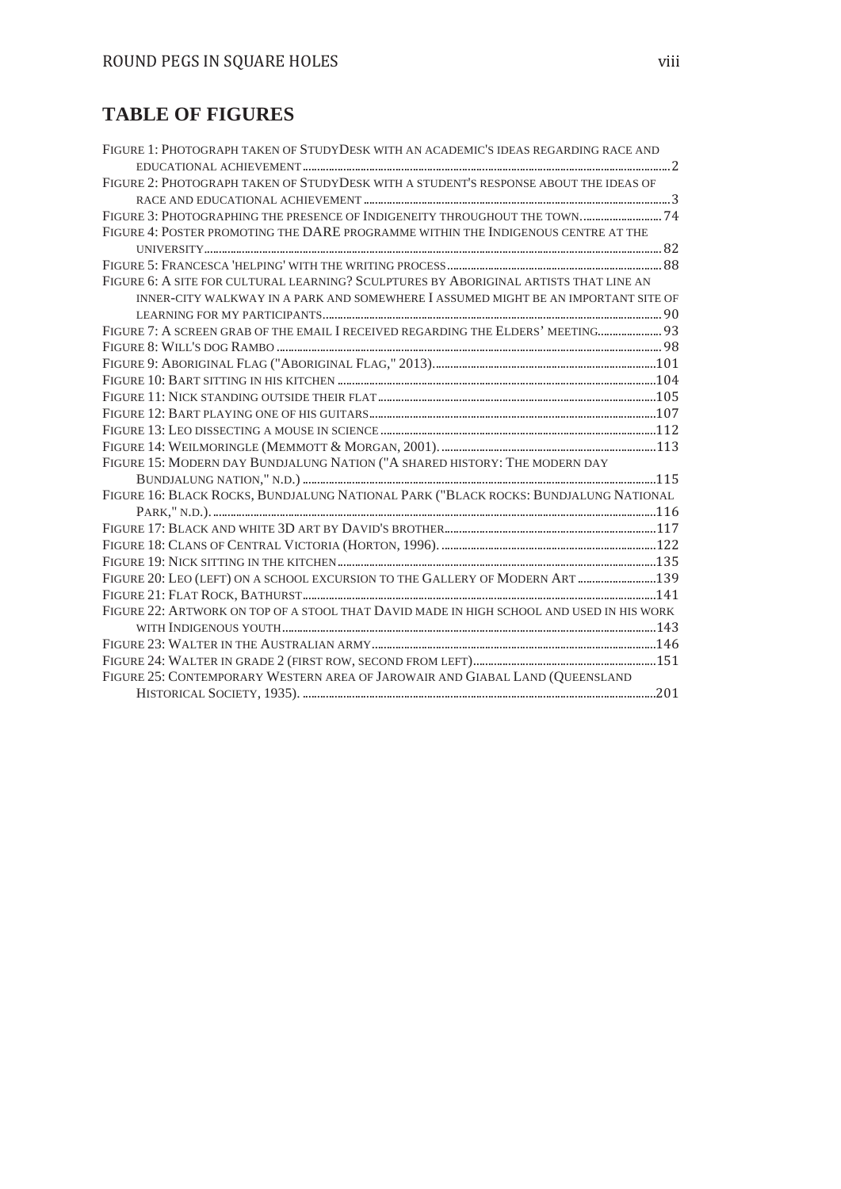## TABLE OF FIGURES

Figure 1: Photograph taken of StudyDesk with an academic's ideas regarding race and educational achievement ... 2
Figure 2: Photograph taken of StudyDesk with a student's response about the ideas of race and educational achievement ... 3
Figure 3: Photographing the presence of Indigeneity throughout the town. ... 74
Figure 4: Poster promoting the DARE programme within the Indigenous centre at the university ... 82
Figure 5: Francesca 'helping' with the writing process ... 88
Figure 6: A site for cultural learning? Sculptures by Aboriginal artists that line an inner-city walkway in a park and somewhere I assumed might be an important site of learning for my participants ... 90
Figure 7: A screen grab of the email I received regarding the Elders' meeting ... 93
Figure 8: Will's dog Rambo ... 98
Figure 9: Aboriginal Flag ("Aboriginal Flag," 2013) ... 101
Figure 10: Bart sitting in his kitchen ... 104
Figure 11: Nick standing outside their flat ... 105
Figure 12: Bart playing one of his guitars ... 107
Figure 13: Leo dissecting a mouse in science ... 112
Figure 14: Weilmoringle (Memmott & Morgan, 2001). ... 113
Figure 15: Modern day Bundjalung Nation ("A shared history: The modern day Bundjalung nation," n.d.) ... 115
Figure 16: Black Rocks, Bundjalung National Park ("Black rocks: Bundjalung National Park," n.d.). ... 116
Figure 17: Black and white 3D art by David's brother ... 117
Figure 18: Clans of Central Victoria (Horton, 1996). ... 122
Figure 19: Nick sitting in the kitchen ... 135
Figure 20: Leo (left) on a school excursion to the Gallery of Modern Art ... 139
Figure 21: Flat Rock, Bathurst ... 141
Figure 22: Artwork on top of a stool that David made in high school and used in his work with Indigenous youth ... 143
Figure 23: Walter in the Australian army ... 146
Figure 24: Walter in grade 2 (first row, second from left) ... 151
Figure 25: Contemporary Western area of Jarowair and Giabal Land (Queensland Historical Society, 1935). ... 201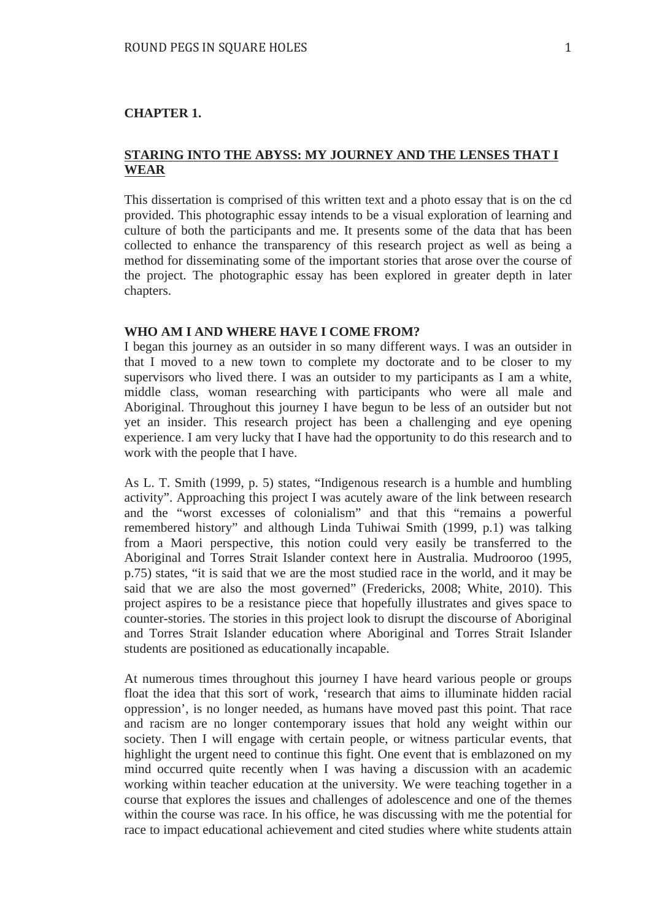## CHAPTER 1.

## STARING INTO THE ABYSS: MY JOURNEY AND THE LENSES THAT I WEAR

This dissertation is comprised of this written text and a photo essay that is on the cd provided. This photographic essay intends to be a visual exploration of learning and culture of both the participants and me. It presents some of the data that has been collected to enhance the transparency of this research project as well as being a method for disseminating some of the important stories that arose over the course of the project. The photographic essay has been explored in greater depth in later chapters.

### WHO AM I AND WHERE HAVE I COME FROM?

I began this journey as an outsider in so many different ways. I was an outsider in that I moved to a new town to complete my doctorate and to be closer to my supervisors who lived there. I was an outsider to my participants as I am a white, middle class, woman researching with participants who were all male and Aboriginal. Throughout this journey I have begun to be less of an outsider but not yet an insider. This research project has been a challenging and eye opening experience. I am very lucky that I have had the opportunity to do this research and to work with the people that I have.

As L. T. Smith (1999, p. 5) states, "Indigenous research is a humble and humbling activity". Approaching this project I was acutely aware of the link between research and the "worst excesses of colonialism" and that this "remains a powerful remembered history" and although Linda Tuhiwai Smith (1999, p.1) was talking from a Maori perspective, this notion could very easily be transferred to the Aboriginal and Torres Strait Islander context here in Australia. Mudrooroo (1995, p.75) states, "it is said that we are the most studied race in the world, and it may be said that we are also the most governed" (Fredericks, 2008; White, 2010). This project aspires to be a resistance piece that hopefully illustrates and gives space to counter-stories. The stories in this project look to disrupt the discourse of Aboriginal and Torres Strait Islander education where Aboriginal and Torres Strait Islander students are positioned as educationally incapable.

At numerous times throughout this journey I have heard various people or groups float the idea that this sort of work, 'research that aims to illuminate hidden racial oppression', is no longer needed, as humans have moved past this point. That race and racism are no longer contemporary issues that hold any weight within our society. Then I will engage with certain people, or witness particular events, that highlight the urgent need to continue this fight. One event that is emblazoned on my mind occurred quite recently when I was having a discussion with an academic working within teacher education at the university. We were teaching together in a course that explores the issues and challenges of adolescence and one of the themes within the course was race. In his office, he was discussing with me the potential for race to impact educational achievement and cited studies where white students attain